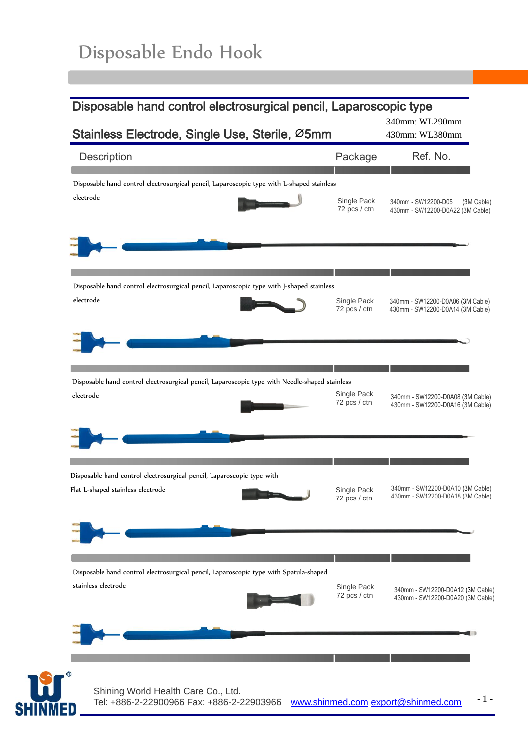# Disposable Endo Hook

## Disposable hand control electrosurgical pencil, Laparoscopic type

## Stainless Electrode, Single Use, Sterile, Ø5mm

340mm: WL290mm
430mm: WL380mm

| Description | Package | Ref. No. |
|---|---|---|
| Disposable hand control electrosurgical pencil, Laparoscopic type with L-shaped stainless electrode | Single Pack<br>72 pcs / ctn | 340mm - SW12200-D05 (3M Cable)<br>430mm - SW12200-D0A22 (3M Cable) |
| Disposable hand control electrosurgical pencil, Laparoscopic type with J-shaped stainless electrode | Single Pack<br>72 pcs / ctn | 340mm - SW12200-D0A06 (3M Cable)<br>430mm - SW12200-D0A14 (3M Cable) |
| Disposable hand control electrosurgical pencil, Laparoscopic type with Needle-shaped stainless electrode | Single Pack<br>72 pcs / ctn | 340mm - SW12200-D0A08 (3M Cable)<br>430mm - SW12200-D0A16 (3M Cable) |
| Disposable hand control electrosurgical pencil, Laparoscopic type with Flat L-shaped stainless electrode | Single Pack<br>72 pcs / ctn | 340mm - SW12200-D0A10 (3M Cable)<br>430mm - SW12200-D0A18 (3M Cable) |
| Disposable hand control electrosurgical pencil, Laparoscopic type with Spatula-shaped stainless electrode | Single Pack<br>72 pcs / ctn | 340mm - SW12200-D0A12 (3M Cable)<br>430mm - SW12200-D0A20 (3M Cable) |

Shining World Health Care Co., Ltd.
Tel: +886-2-22900966 Fax: +886-2-22903966 www.shinmed.com export@shinmed.com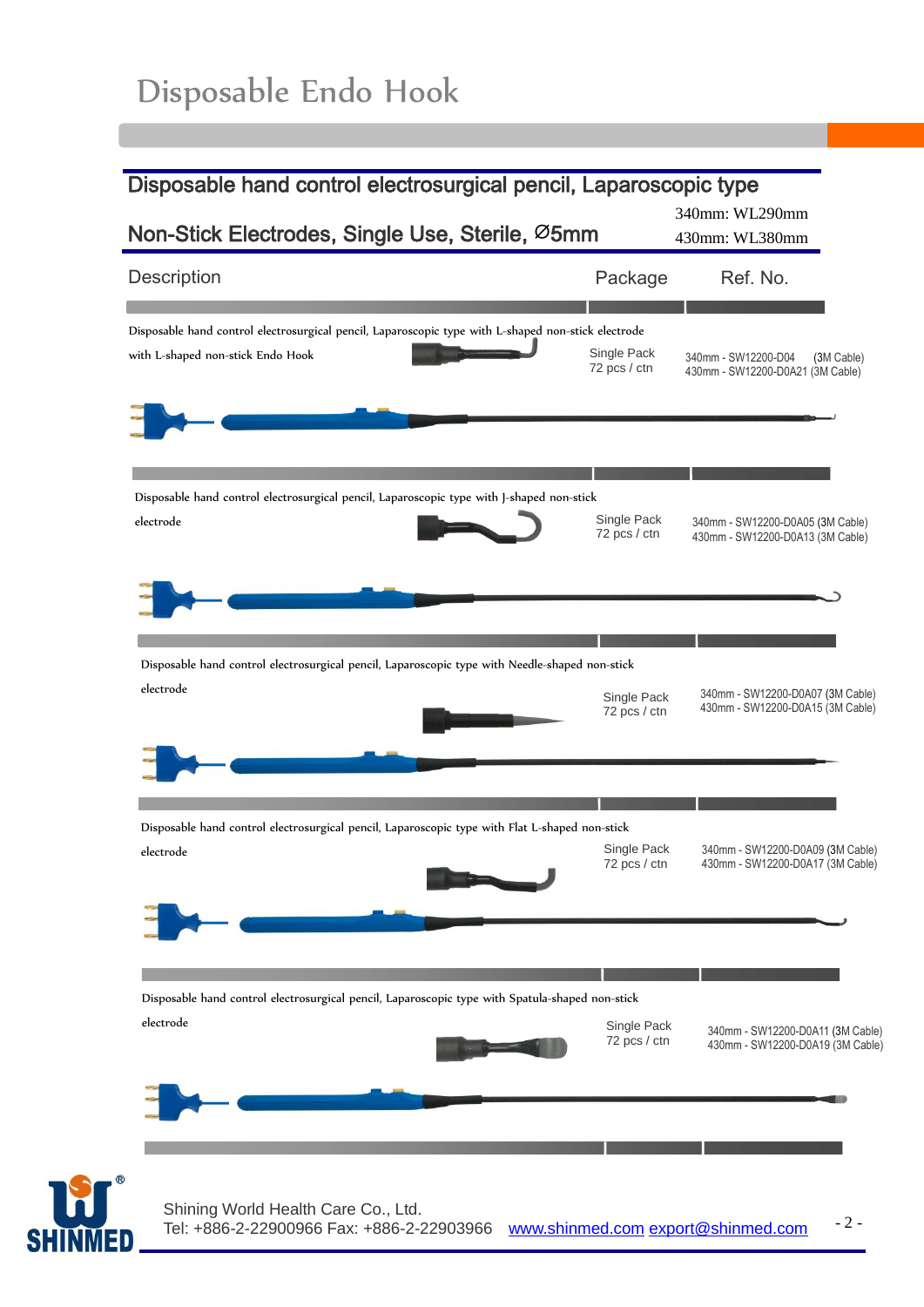# Disposable Endo Hook

## Disposable hand control electrosurgical pencil, Laparoscopic type

### Non-Stick Electrodes, Single Use, Sterile, Ø5mm

340mm: WL290mm
430mm: WL380mm

| Description | Package | Ref. No. |
|---|---|---|
| Disposable hand control electrosurgical pencil, Laparoscopic type with L-shaped non-stick electrode with L-shaped non-stick Endo Hook | Single Pack 72 pcs / ctn | 340mm - SW12200-D04 (3M Cable)<br>430mm - SW12200-D0A21 (3M Cable) |
| Disposable hand control electrosurgical pencil, Laparoscopic type with J-shaped non-stick electrode | Single Pack 72 pcs / ctn | 340mm - SW12200-D0A05 (3M Cable)<br>430mm - SW12200-D0A13 (3M Cable) |
| Disposable hand control electrosurgical pencil, Laparoscopic type with Needle-shaped non-stick electrode | Single Pack 72 pcs / ctn | 340mm - SW12200-D0A07 (3M Cable)<br>430mm - SW12200-D0A15 (3M Cable) |
| Disposable hand control electrosurgical pencil, Laparoscopic type with Flat L-shaped non-stick electrode | Single Pack 72 pcs / ctn | 340mm - SW12200-D0A09 (3M Cable)<br>430mm - SW12200-D0A17 (3M Cable) |
| Disposable hand control electrosurgical pencil, Laparoscopic type with Spatula-shaped non-stick electrode | Single Pack 72 pcs / ctn | 340mm - SW12200-D0A11 (3M Cable)<br>430mm - SW12200-D0A19 (3M Cable) |

SHINMED

Shining World Health Care Co., Ltd.
Tel: +886-2-22900966 Fax: +886-2-22903966 www.shinmed.com export@shinmed.com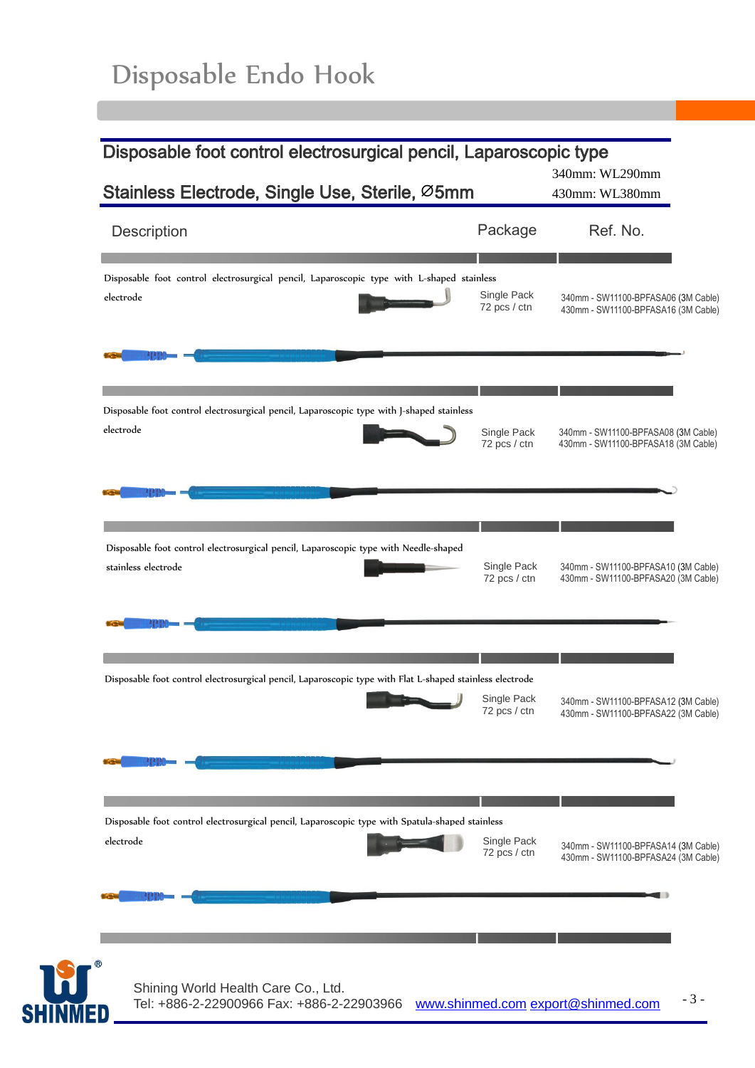# Disposable Endo Hook

## Disposable foot control electrosurgical pencil, Laparoscopic type

## Stainless Electrode, Single Use, Sterile, Ø5mm

340mm: WL290mm
430mm: WL380mm

| Description | Package | Ref. No. |
|---|---|---|
| Disposable foot control electrosurgical pencil, Laparoscopic type with L-shaped stainless electrode | Single Pack<br>72 pcs / ctn | 340mm - SW11100-BPFASA06 (3M Cable)<br>430mm - SW11100-BPFASA16 (3M Cable) |
| Disposable foot control electrosurgical pencil, Laparoscopic type with J-shaped stainless electrode | Single Pack<br>72 pcs / ctn | 340mm - SW11100-BPFASA08 (3M Cable)<br>430mm - SW11100-BPFASA18 (3M Cable) |
| Disposable foot control electrosurgical pencil, Laparoscopic type with Needle-shaped stainless electrode | Single Pack<br>72 pcs / ctn | 340mm - SW11100-BPFASA10 (3M Cable)<br>430mm - SW11100-BPFASA20 (3M Cable) |
| Disposable foot control electrosurgical pencil, Laparoscopic type with Flat L-shaped stainless electrode | Single Pack<br>72 pcs / ctn | 340mm - SW11100-BPFASA12 (3M Cable)<br>430mm - SW11100-BPFASA22 (3M Cable) |
| Disposable foot control electrosurgical pencil, Laparoscopic type with Spatula-shaped stainless electrode | Single Pack<br>72 pcs / ctn | 340mm - SW11100-BPFASA14 (3M Cable)<br>430mm - SW11100-BPFASA24 (3M Cable) |

SHINMED

Shining World Health Care Co., Ltd.
Tel: +886-2-22900966 Fax: +886-2-22903966 www.shinmed.com export@shinmed.com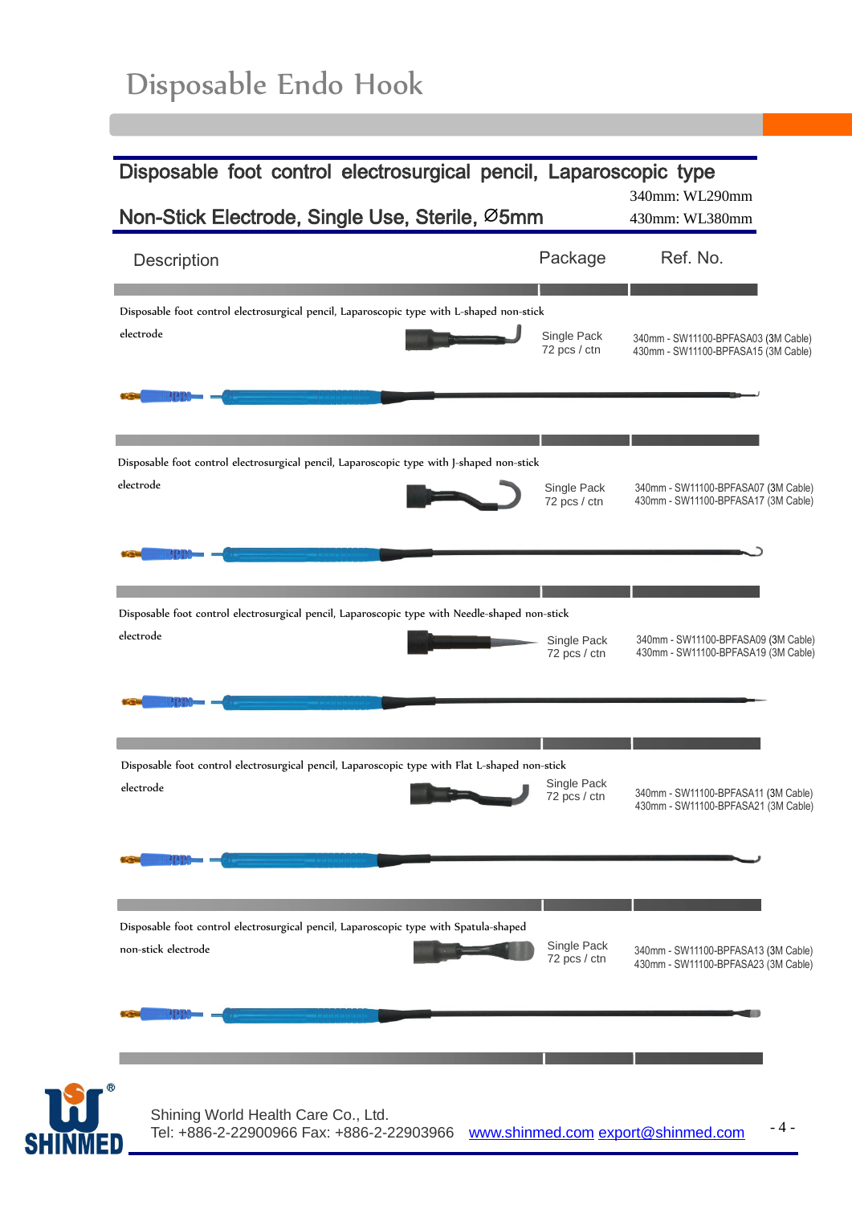# Disposable Endo Hook

## Disposable foot control electrosurgical pencil, Laparoscopic type

## Non-Stick Electrode, Single Use, Sterile, Ø5mm

340mm: WL290mm
430mm: WL380mm

| Description | Package | Ref. No. |
|---|---|---|
| Disposable foot control electrosurgical pencil, Laparoscopic type with L-shaped non-stick electrode | Single Pack<br>72 pcs / ctn | 340mm - SW11100-BPFASA03 (3M Cable)<br>430mm - SW11100-BPFASA15 (3M Cable) |
| Disposable foot control electrosurgical pencil, Laparoscopic type with J-shaped non-stick electrode | Single Pack<br>72 pcs / ctn | 340mm - SW11100-BPFASA07 (3M Cable)<br>430mm - SW11100-BPFASA17 (3M Cable) |
| Disposable foot control electrosurgical pencil, Laparoscopic type with Needle-shaped non-stick electrode | Single Pack<br>72 pcs / ctn | 340mm - SW11100-BPFASA09 (3M Cable)<br>430mm - SW11100-BPFASA19 (3M Cable) |
| Disposable foot control electrosurgical pencil, Laparoscopic type with Flat L-shaped non-stick electrode | Single Pack<br>72 pcs / ctn | 340mm - SW11100-BPFASA11 (3M Cable)<br>430mm - SW11100-BPFASA21 (3M Cable) |
| Disposable foot control electrosurgical pencil, Laparoscopic type with Spatula-shaped non-stick electrode | Single Pack<br>72 pcs / ctn | 340mm - SW11100-BPFASA13 (3M Cable)<br>430mm - SW11100-BPFASA23 (3M Cable) |

Shining World Health Care Co., Ltd.
Tel: +886-2-22900966 Fax: +886-2-22903966 www.shinmed.com export@shinmed.com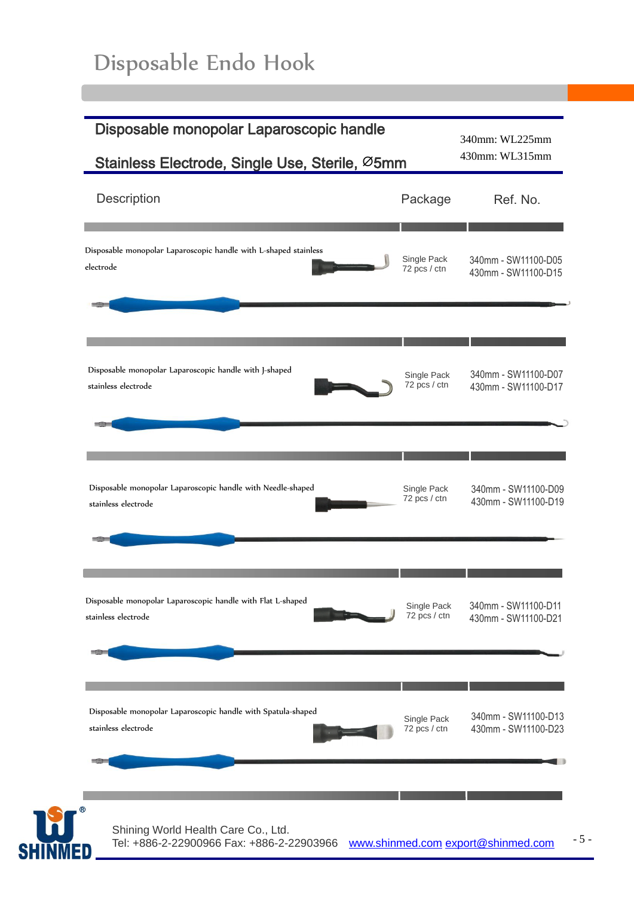# Disposable Endo Hook

## Disposable monopolar Laparoscopic handle

## Stainless Electrode, Single Use, Sterile, Ø5mm

340mm: WL225mm
430mm: WL315mm

| Description | Package | Ref. No. |
|---|---|---|
| Disposable monopolar Laparoscopic handle with L-shaped stainless electrode | Single Pack<br>72 pcs / ctn | 340mm - SW11100-D05<br>430mm - SW11100-D15 |
| Disposable monopolar Laparoscopic handle with J-shaped stainless electrode | Single Pack<br>72 pcs / ctn | 340mm - SW11100-D07<br>430mm - SW11100-D17 |
| Disposable monopolar Laparoscopic handle with Needle-shaped stainless electrode | Single Pack<br>72 pcs / ctn | 340mm - SW11100-D09<br>430mm - SW11100-D19 |
| Disposable monopolar Laparoscopic handle with Flat L-shaped stainless electrode | Single Pack<br>72 pcs / ctn | 340mm - SW11100-D11<br>430mm - SW11100-D21 |
| Disposable monopolar Laparoscopic handle with Spatula-shaped stainless electrode | Single Pack<br>72 pcs / ctn | 340mm - SW11100-D13<br>430mm - SW11100-D23 |

SHINMED

Shining World Health Care Co., Ltd.
Tel: +886-2-22900966 Fax: +886-2-22903966 www.shinmed.com export@shinmed.com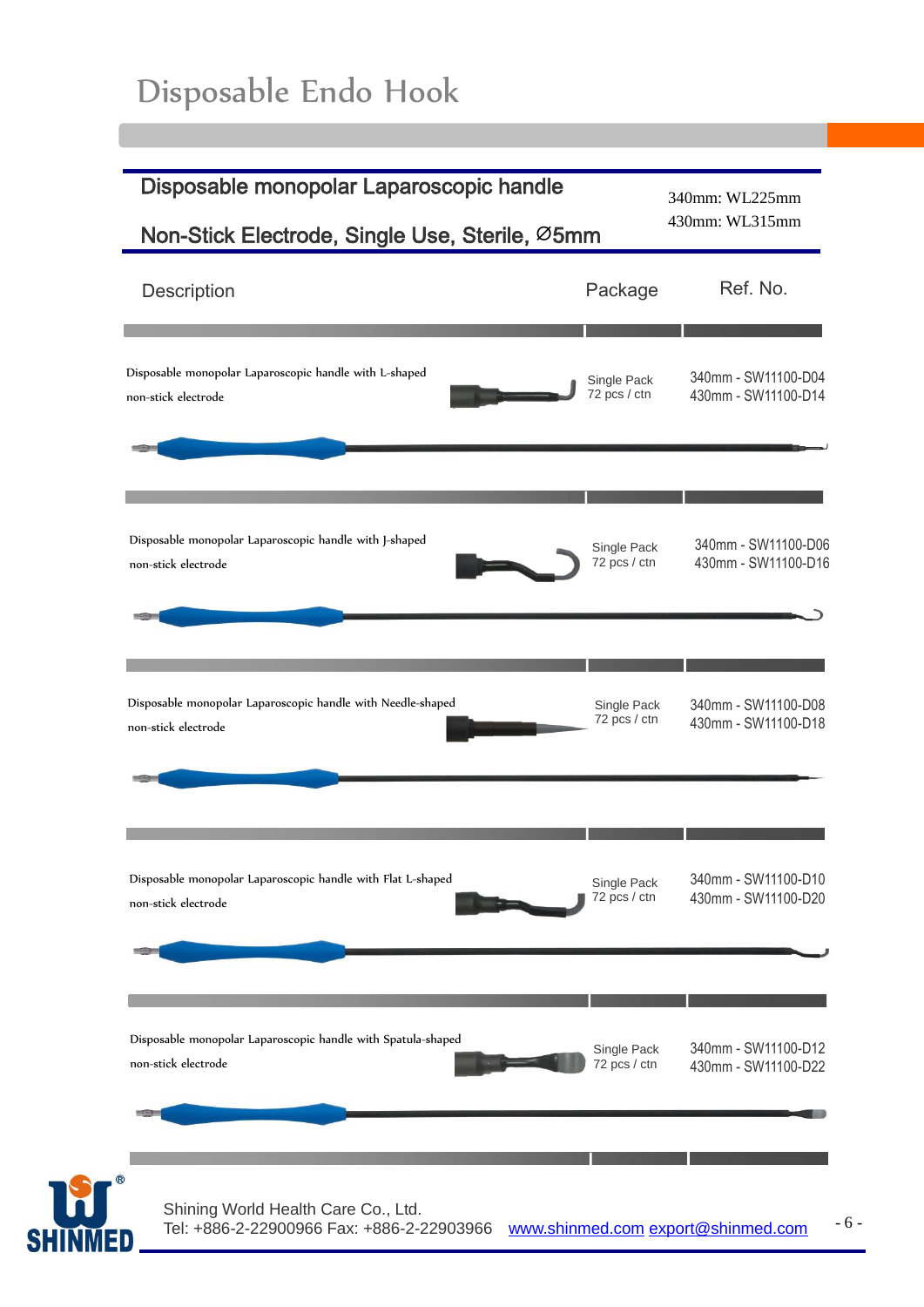# Disposable Endo Hook

## Disposable monopolar Laparoscopic handle

## Non-Stick Electrode, Single Use, Sterile, Ø5mm

340mm: WL225mm
430mm: WL315mm

| Description | Package | Ref. No. |
|---|---|---|
| Disposable monopolar Laparoscopic handle with L-shaped non-stick electrode | Single Pack<br>72 pcs / ctn | 340mm - SW11100-D04<br>430mm - SW11100-D14 |
| Disposable monopolar Laparoscopic handle with J-shaped non-stick electrode | Single Pack<br>72 pcs / ctn | 340mm - SW11100-D06<br>430mm - SW11100-D16 |
| Disposable monopolar Laparoscopic handle with Needle-shaped non-stick electrode | Single Pack<br>72 pcs / ctn | 340mm - SW11100-D08<br>430mm - SW11100-D18 |
| Disposable monopolar Laparoscopic handle with Flat L-shaped non-stick electrode | Single Pack<br>72 pcs / ctn | 340mm - SW11100-D10<br>430mm - SW11100-D20 |
| Disposable monopolar Laparoscopic handle with Spatula-shaped non-stick electrode | Single Pack<br>72 pcs / ctn | 340mm - SW11100-D12<br>430mm - SW11100-D22 |

SHINMED

Shining World Health Care Co., Ltd.
Tel: +886-2-22900966 Fax: +886-2-22903966 www.shinmed.com export@shinmed.com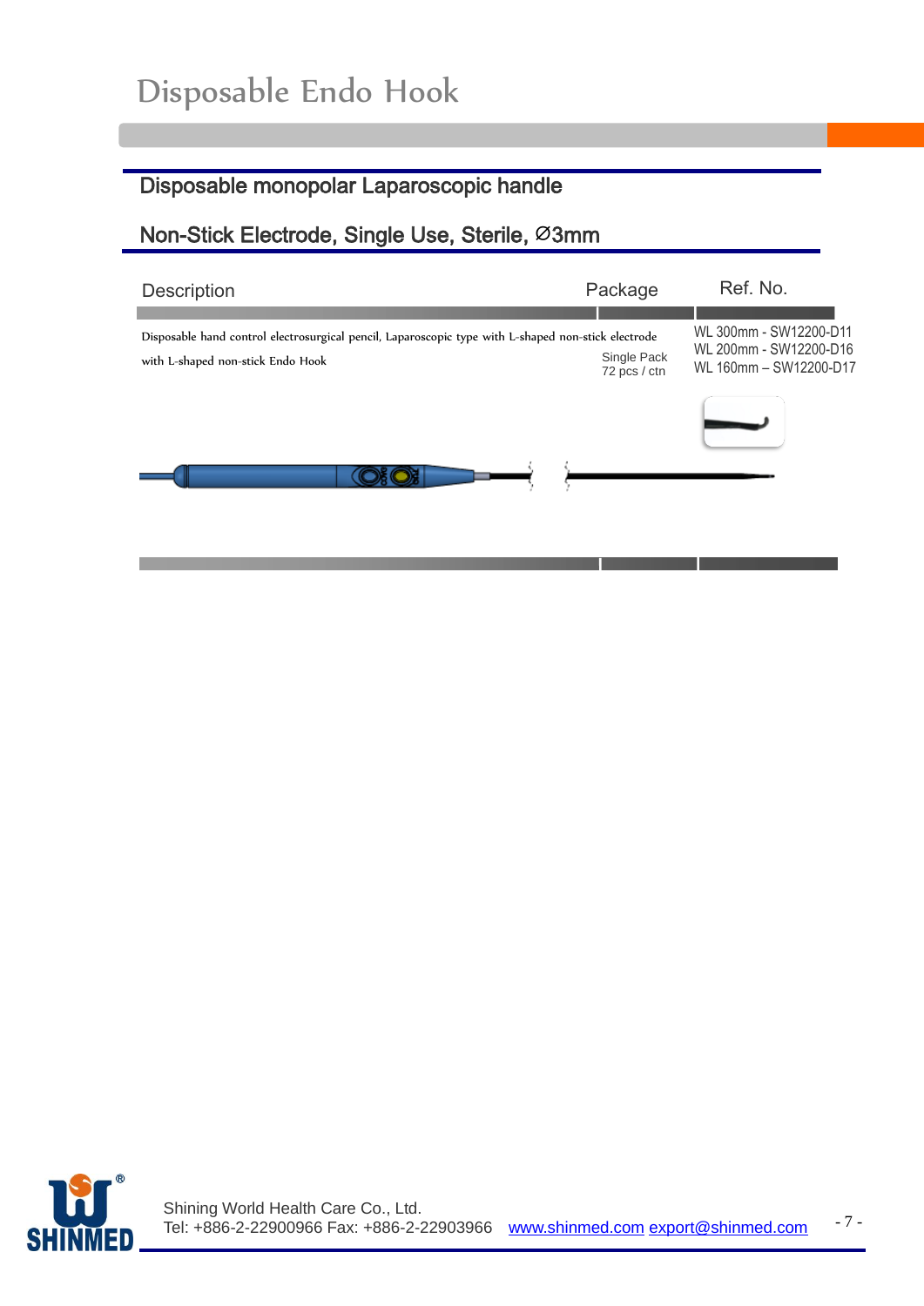# Disposable Endo Hook

## Disposable monopolar Laparoscopic handle

## Non-Stick Electrode, Single Use, Sterile, Ø3mm

| Description | Package | Ref. No. |
|---|---|---|
| Disposable hand control electrosurgical pencil, Laparoscopic type with L-shaped non-stick electrode with L-shaped non-stick Endo Hook | Single Pack 72 pcs / ctn | WL 300mm - SW12200-D11<br>WL 200mm - SW12200-D16<br>WL 160mm – SW12200-D17 |

Shining World Health Care Co., Ltd.
Tel: +886-2-22900966 Fax: +886-2-22903966 www.shinmed.com export@shinmed.com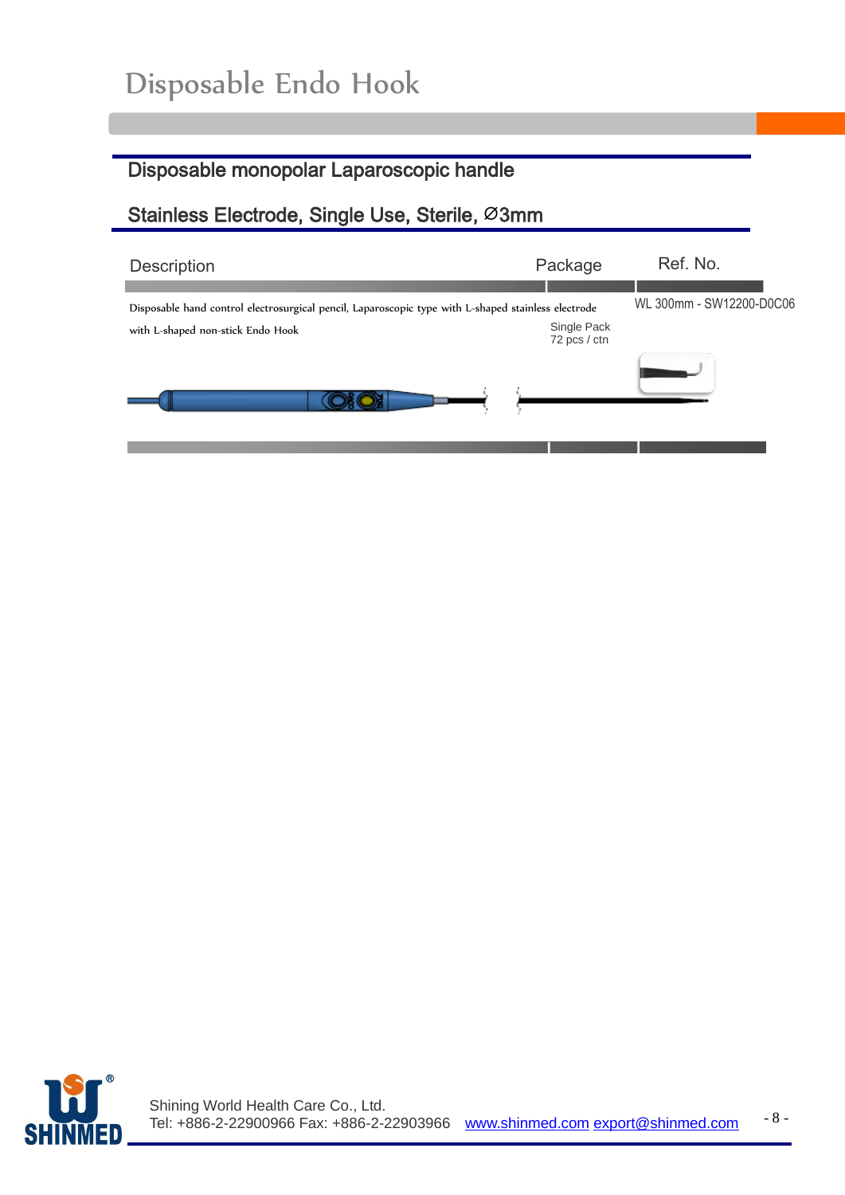# Disposable Endo Hook

## Disposable monopolar Laparoscopic handle

## Stainless Electrode, Single Use, Sterile, ∅3mm

| Description | Package | Ref. No. |
|---|---|---|
| Disposable hand control electrosurgical pencil, Laparoscopic type with L-shaped stainless electrode with L-shaped non-stick Endo Hook | Single Pack 72 pcs / ctn | WL 300mm - SW12200-D0C06 |

Shining World Health Care Co., Ltd.
Tel: +886-2-22900966 Fax: +886-2-22903966 www.shinmed.com export@shinmed.com